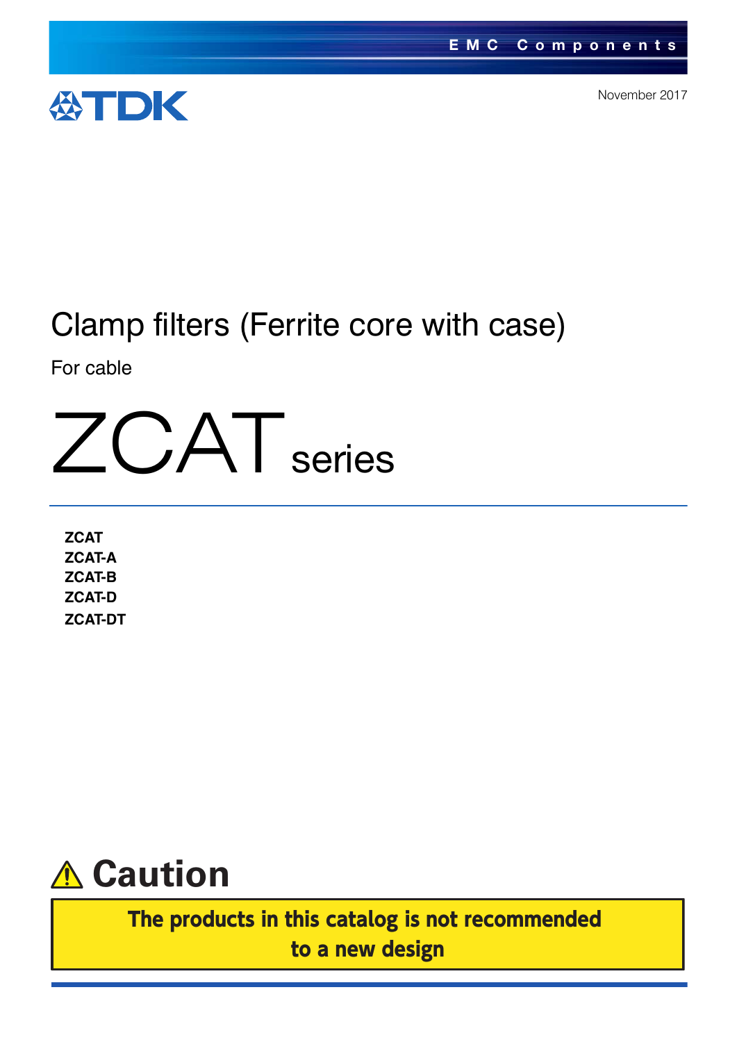EMC Components

TDK

November 2017

# Clamp filters (Ferrite core with case)

For cable

# ZCAT series

**ZCAT**
**ZCAT-A**
**ZCAT-B**
**ZCAT-D**
**ZCAT-DT**

## ⚠ Caution

**The products in this catalog is not recommended to a new design**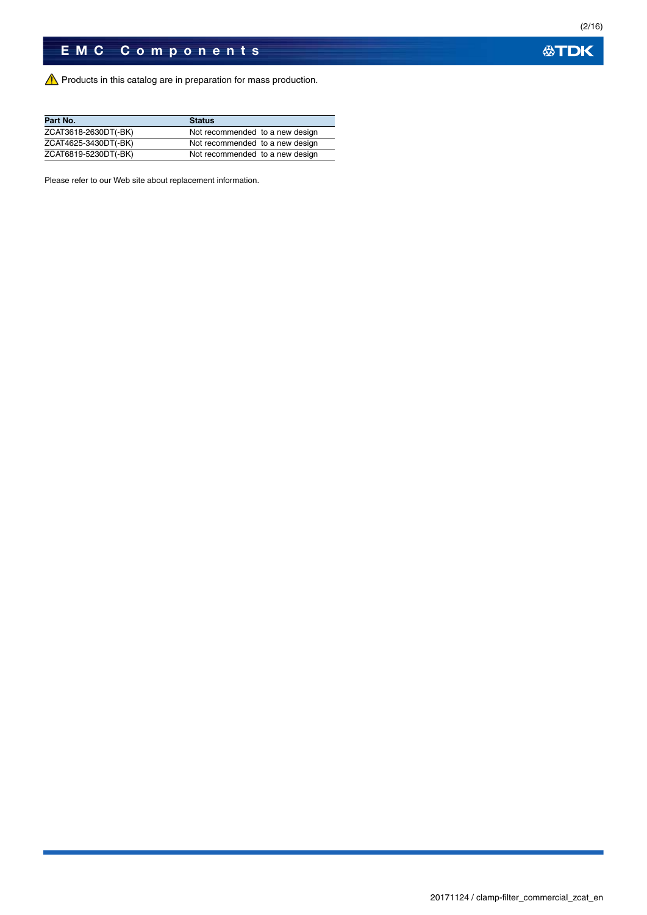⚠ Products in this catalog are in preparation for mass production.

| Part No. | Status |
|---|---|
| ZCAT3618-2630DT(-BK) | Not recommended to a new design |
| ZCAT4625-3430DT(-BK) | Not recommended to a new design |
| ZCAT6819-5230DT(-BK) | Not recommended to a new design |

Please refer to our Web site about replacement information.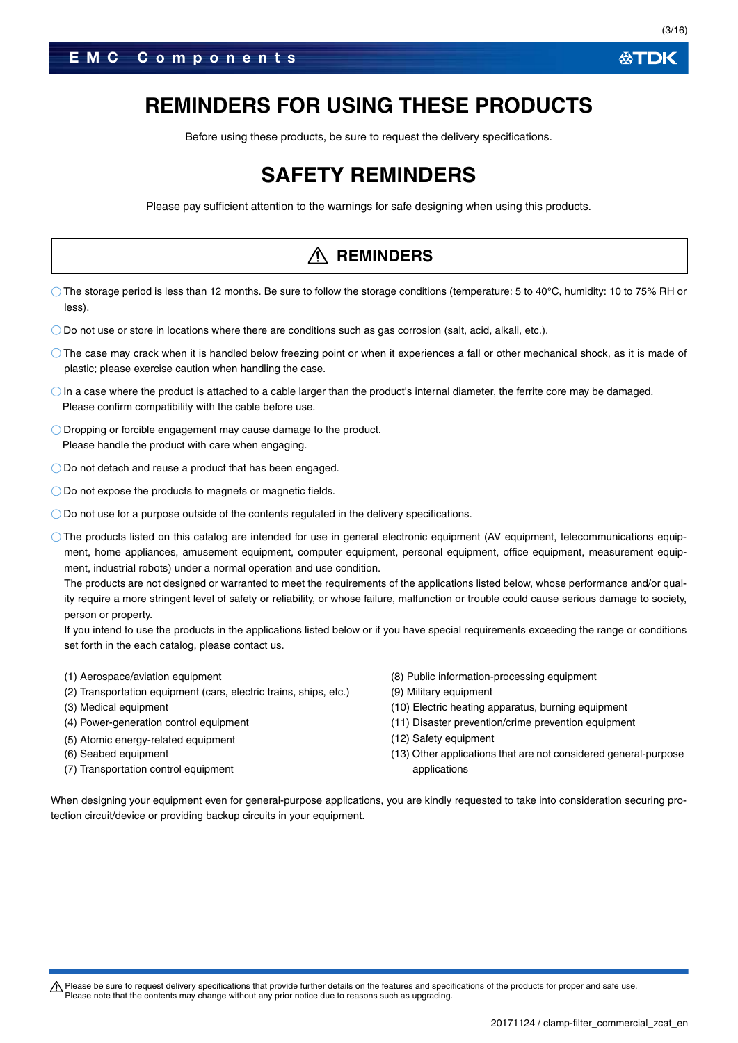# REMINDERS FOR USING THESE PRODUCTS

Before using these products, be sure to request the delivery specifications.

# SAFETY REMINDERS

Please pay sufficient attention to the warnings for safe designing when using this products.

## ⚠ REMINDERS

- The storage period is less than 12 months. Be sure to follow the storage conditions (temperature: 5 to 40°C, humidity: 10 to 75% RH or less).
- Do not use or store in locations where there are conditions such as gas corrosion (salt, acid, alkali, etc.).
- The case may crack when it is handled below freezing point or when it experiences a fall or other mechanical shock, as it is made of plastic; please exercise caution when handling the case.
- In a case where the product is attached to a cable larger than the product's internal diameter, the ferrite core may be damaged. Please confirm compatibility with the cable before use.
- Dropping or forcible engagement may cause damage to the product. Please handle the product with care when engaging.
- Do not detach and reuse a product that has been engaged.
- Do not expose the products to magnets or magnetic fields.
- Do not use for a purpose outside of the contents regulated in the delivery specifications.
- The products listed on this catalog are intended for use in general electronic equipment (AV equipment, telecommunications equipment, home appliances, amusement equipment, computer equipment, personal equipment, office equipment, measurement equipment, industrial robots) under a normal operation and use condition.
  The products are not designed or warranted to meet the requirements of the applications listed below, whose performance and/or quality require a more stringent level of safety or reliability, or whose failure, malfunction or trouble could cause serious damage to society, person or property.
  If you intend to use the products in the applications listed below or if you have special requirements exceeding the range or conditions set forth in the each catalog, please contact us.

(1) Aerospace/aviation equipment
(2) Transportation equipment (cars, electric trains, ships, etc.)
(3) Medical equipment
(4) Power-generation control equipment
(5) Atomic energy-related equipment
(6) Seabed equipment
(7) Transportation control equipment
(8) Public information-processing equipment
(9) Military equipment
(10) Electric heating apparatus, burning equipment
(11) Disaster prevention/crime prevention equipment
(12) Safety equipment
(13) Other applications that are not considered general-purpose applications

When designing your equipment even for general-purpose applications, you are kindly requested to take into consideration securing protection circuit/device or providing backup circuits in your equipment.

⚠ Please be sure to request delivery specifications that provide further details on the features and specifications of the products for proper and safe use.
Please note that the contents may change without any prior notice due to reasons such as upgrading.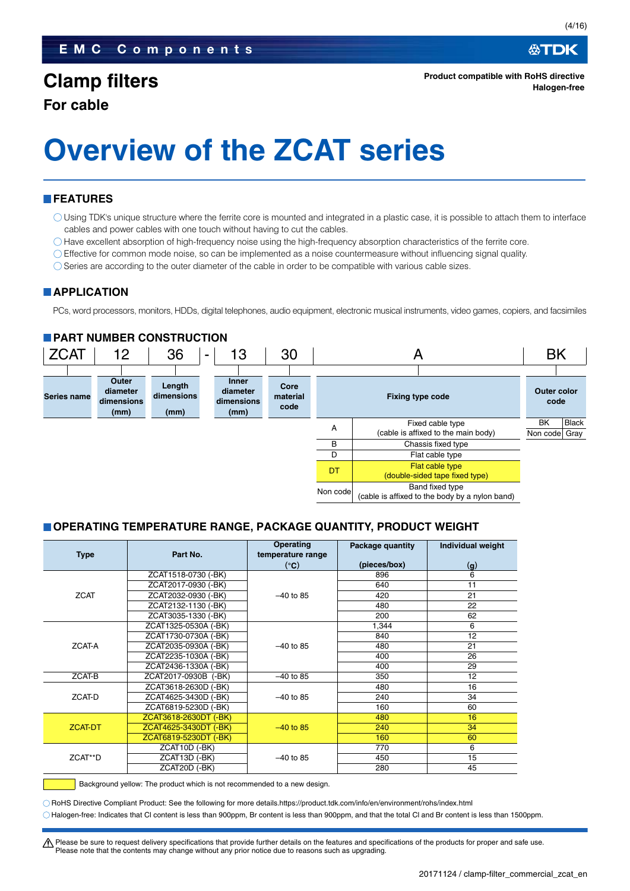EMC Components

# Clamp filters

## For cable

Product compatible with RoHS directive
Halogen-free

# Overview of the ZCAT series

## FEATURES

- Using TDK's unique structure where the ferrite core is mounted and integrated in a plastic case, it is possible to attach them to interface cables and power cables with one touch without having to cut the cables.
- Have excellent absorption of high-frequency noise using the high-frequency absorption characteristics of the ferrite core.
- Effective for common mode noise, so can be implemented as a noise countermeasure without influencing signal quality.
- Series are according to the outer diameter of the cable in order to be compatible with various cable sizes.

## APPLICATION

PCs, word processors, monitors, HDDs, digital telephones, audio equipment, electronic musical instruments, video games, copiers, and facsimiles

## PART NUMBER CONSTRUCTION

| ZCAT | 12 | 36 | - | 13 | 30 | A | BK |
|---|---|---|---|---|---|---|---|
| Series name | Outer diameter dimensions (mm) | Length dimensions (mm) | | Inner diameter dimensions (mm) | Core material code | Fixing type code | Outer color code |

**Fixing type code**

| Code | Type |
|---|---|
| A | Fixed cable type (cable is affixed to the main body) |
| B | Chassis fixed type |
| D | Flat cable type |
| DT | Flat cable type (double-sided tape fixed type) |
| Non code | Band fixed type (cable is affixed to the body by a nylon band) |

**Outer color code**

| Code | Color |
|---|---|
| BK | Black |
| Non code | Gray |

## OPERATING TEMPERATURE RANGE, PACKAGE QUANTITY, PRODUCT WEIGHT

| Type | Part No. | Operating temperature range (°C) | Package quantity (pieces/box) | Individual weight (g) |
|---|---|---|---|---|
| ZCAT | ZCAT1518-0730 (-BK) | –40 to 85 | 896 | 6 |
| | ZCAT2017-0930 (-BK) | | 640 | 11 |
| | ZCAT2032-0930 (-BK) | | 420 | 21 |
| | ZCAT2132-1130 (-BK) | | 480 | 22 |
| | ZCAT3035-1330 (-BK) | | 200 | 62 |
| ZCAT-A | ZCAT1325-0530A (-BK) | –40 to 85 | 1,344 | 6 |
| | ZCAT1730-0730A (-BK) | | 840 | 12 |
| | ZCAT2035-0930A (-BK) | | 480 | 21 |
| | ZCAT2235-1030A (-BK) | | 400 | 26 |
| | ZCAT2436-1330A (-BK) | | 400 | 29 |
| ZCAT-B | ZCAT2017-0930B (-BK) | –40 to 85 | 350 | 12 |
| ZCAT-D | ZCAT3618-2630D (-BK) | –40 to 85 | 480 | 16 |
| | ZCAT4625-3430D (-BK) | | 240 | 34 |
| | ZCAT6819-5230D (-BK) | | 160 | 60 |
| ZCAT-DT | ZCAT3618-2630DT (-BK) | –40 to 85 | 480 | 16 |
| | ZCAT4625-3430DT (-BK) | | 240 | 34 |
| | ZCAT6819-5230DT (-BK) | | 160 | 60 |
| ZCAT**D | ZCAT10D (-BK) | –40 to 85 | 770 | 6 |
| | ZCAT13D (-BK) | | 450 | 15 |
| | ZCAT20D (-BK) | | 280 | 45 |

Background yellow: The product which is not recommended to a new design. (ZCAT-DT rows)

- RoHS Directive Compliant Product: See the following for more details.https://product.tdk.com/info/en/environment/rohs/index.html
- Halogen-free: Indicates that Cl content is less than 900ppm, Br content is less than 900ppm, and that the total Cl and Br content is less than 1500ppm.

⚠ Please be sure to request delivery specifications that provide further details on the features and specifications of the products for proper and safe use.
Please note that the contents may change without any prior notice due to reasons such as upgrading.

20171124 / clamp-filter_commercial_zcat_en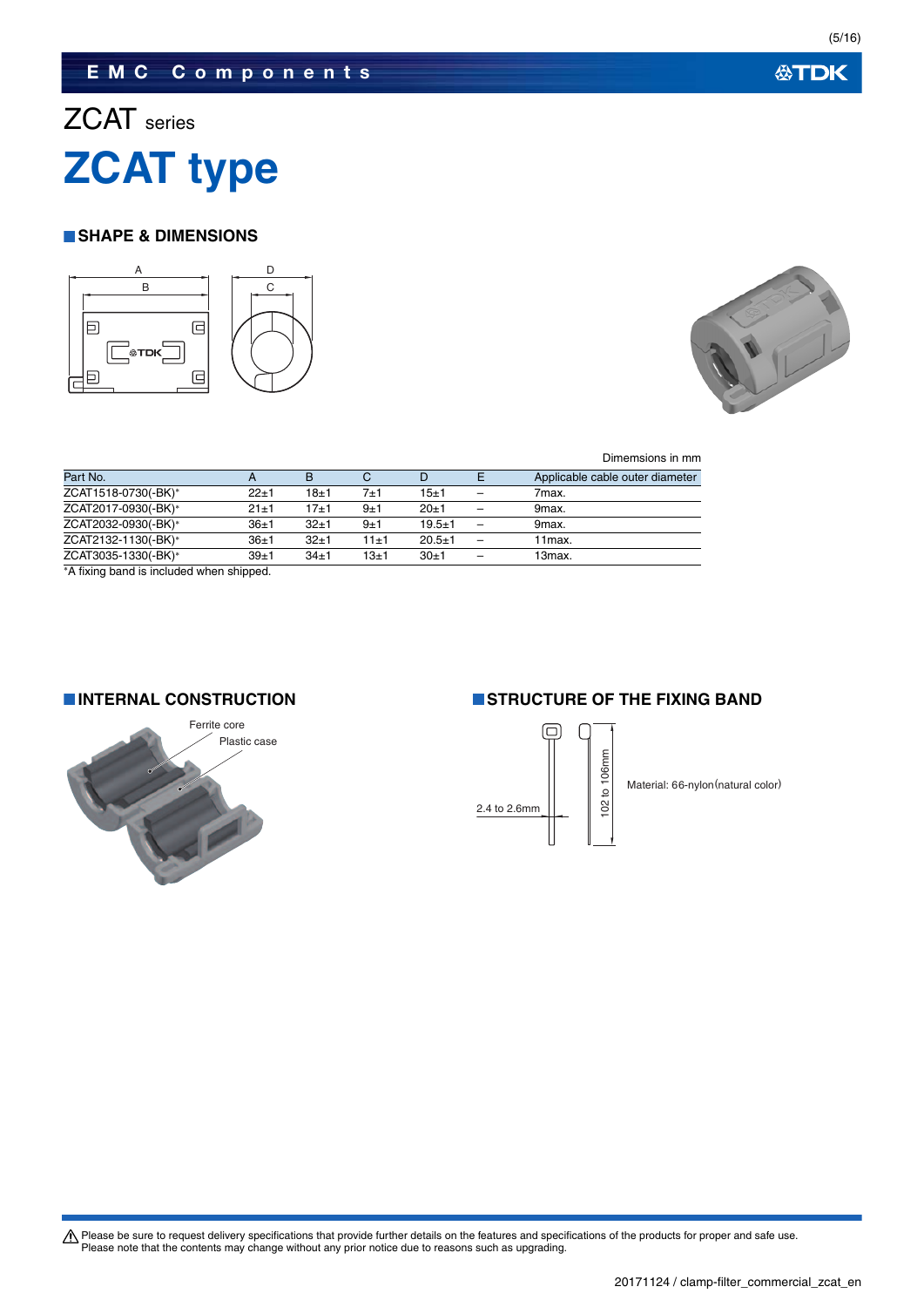# ZCAT series

# ZCAT type

## SHAPE & DIMENSIONS

Dimensions in mm

| Part No. | A | B | C | D | E | Applicable cable outer diameter |
|---|---|---|---|---|---|---|
| ZCAT1518-0730(-BK)* | 22±1 | 18±1 | 7±1 | 15±1 | – | 7max. |
| ZCAT2017-0930(-BK)* | 21±1 | 17±1 | 9±1 | 20±1 | – | 9max. |
| ZCAT2032-0930(-BK)* | 36±1 | 32±1 | 9±1 | 19.5±1 | – | 9max. |
| ZCAT2132-1130(-BK)* | 36±1 | 32±1 | 11±1 | 20.5±1 | – | 11max. |
| ZCAT3035-1330(-BK)* | 39±1 | 34±1 | 13±1 | 30±1 | – | 13max. |

*A fixing band is included when shipped.

## INTERNAL CONSTRUCTION

Ferrite core

Plastic case

## STRUCTURE OF THE FIXING BAND

2.4 to 2.6mm

102 to 106mm

Material: 66-nylon(natural color)

⚠ Please be sure to request delivery specifications that provide further details on the features and specifications of the products for proper and safe use.
Please note that the contents may change without any prior notice due to reasons such as upgrading.

20171124 / clamp-filter_commercial_zcat_en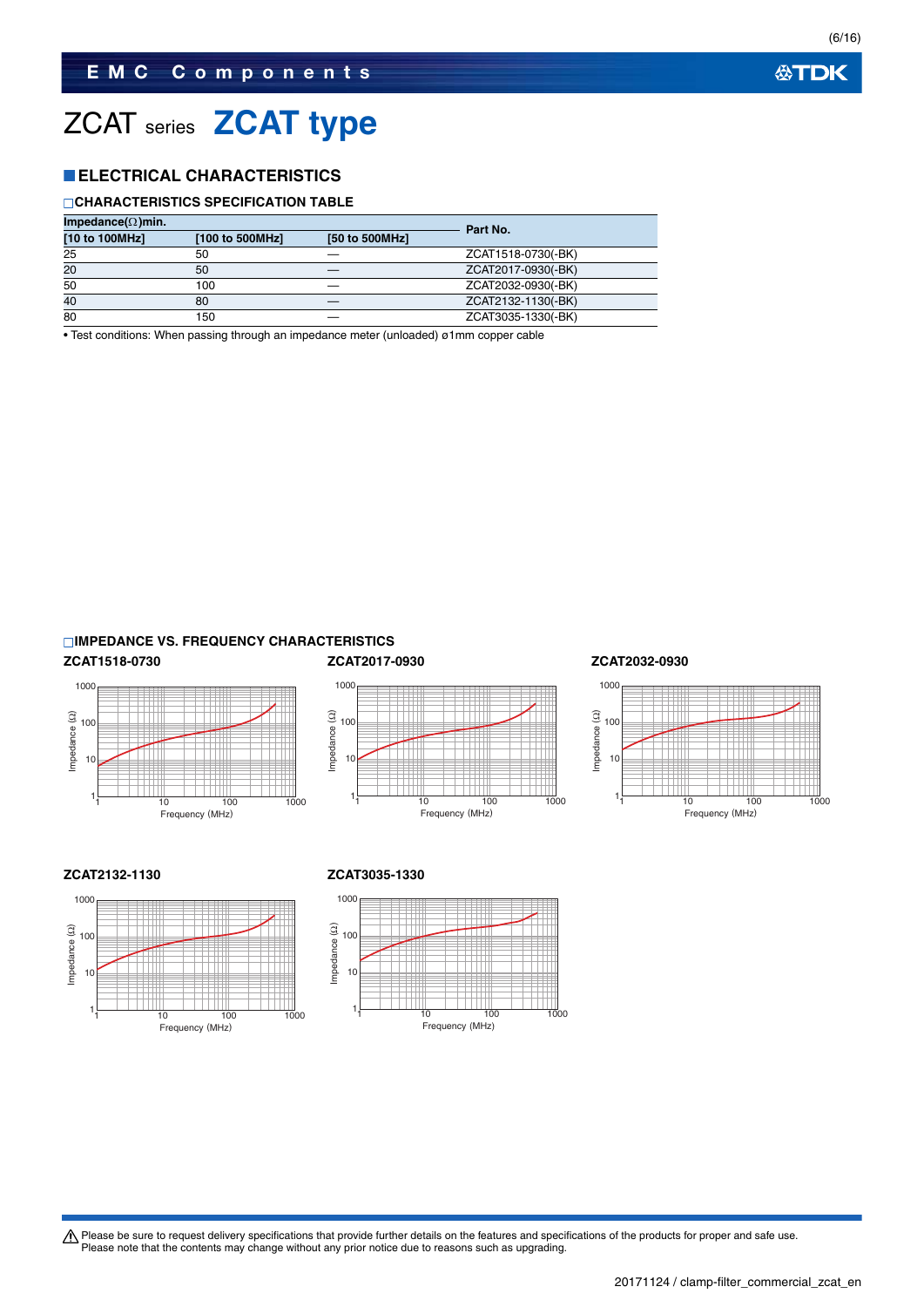# ZCAT series ZCAT type

## ■ELECTRICAL CHARACTERISTICS

### □CHARACTERISTICS SPECIFICATION TABLE

| Impedance(Ω)min. | | | Part No. |
|---|---|---|---|
| [10 to 100MHz] | [100 to 500MHz] | [50 to 500MHz] | |
| 25 | 50 | — | ZCAT1518-0730(-BK) |
| 20 | 50 | — | ZCAT2017-0930(-BK) |
| 50 | 100 | — | ZCAT2032-0930(-BK) |
| 40 | 80 | — | ZCAT2132-1130(-BK) |
| 80 | 150 | — | ZCAT3035-1330(-BK) |

• Test conditions: When passing through an impedance meter (unloaded) ø1mm copper cable

### □IMPEDANCE VS. FREQUENCY CHARACTERISTICS

**ZCAT1518-0730**

**ZCAT2017-0930**

**ZCAT2032-0930**

**ZCAT2132-1130**

**ZCAT3035-1330**

⚠ Please be sure to request delivery specifications that provide further details on the features and specifications of the products for proper and safe use.
Please note that the contents may change without any prior notice due to reasons such as upgrading.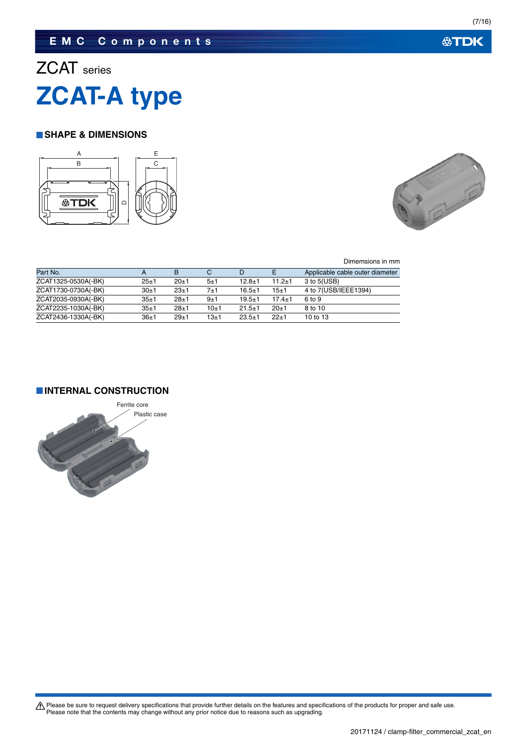# ZCAT series

# ZCAT-A type

## SHAPE & DIMENSIONS

Dimensions in mm

| Part No. | A | B | C | D | E | Applicable cable outer diameter |
|---|---|---|---|---|---|---|
| ZCAT1325-0530A(-BK) | 25±1 | 20±1 | 5±1 | 12.8±1 | 11.2±1 | 3 to 5(USB) |
| ZCAT1730-0730A(-BK) | 30±1 | 23±1 | 7±1 | 16.5±1 | 15±1 | 4 to 7(USB/IEEE1394) |
| ZCAT2035-0930A(-BK) | 35±1 | 28±1 | 9±1 | 19.5±1 | 17.4±1 | 6 to 9 |
| ZCAT2235-1030A(-BK) | 35±1 | 28±1 | 10±1 | 21.5±1 | 20±1 | 8 to 10 |
| ZCAT2436-1330A(-BK) | 36±1 | 29±1 | 13±1 | 23.5±1 | 22±1 | 10 to 13 |

## INTERNAL CONSTRUCTION

Ferrite core

Plastic case

⚠ Please be sure to request delivery specifications that provide further details on the features and specifications of the products for proper and safe use.
Please note that the contents may change without any prior notice due to reasons such as upgrading.

20171124 / clamp-filter_commercial_zcat_en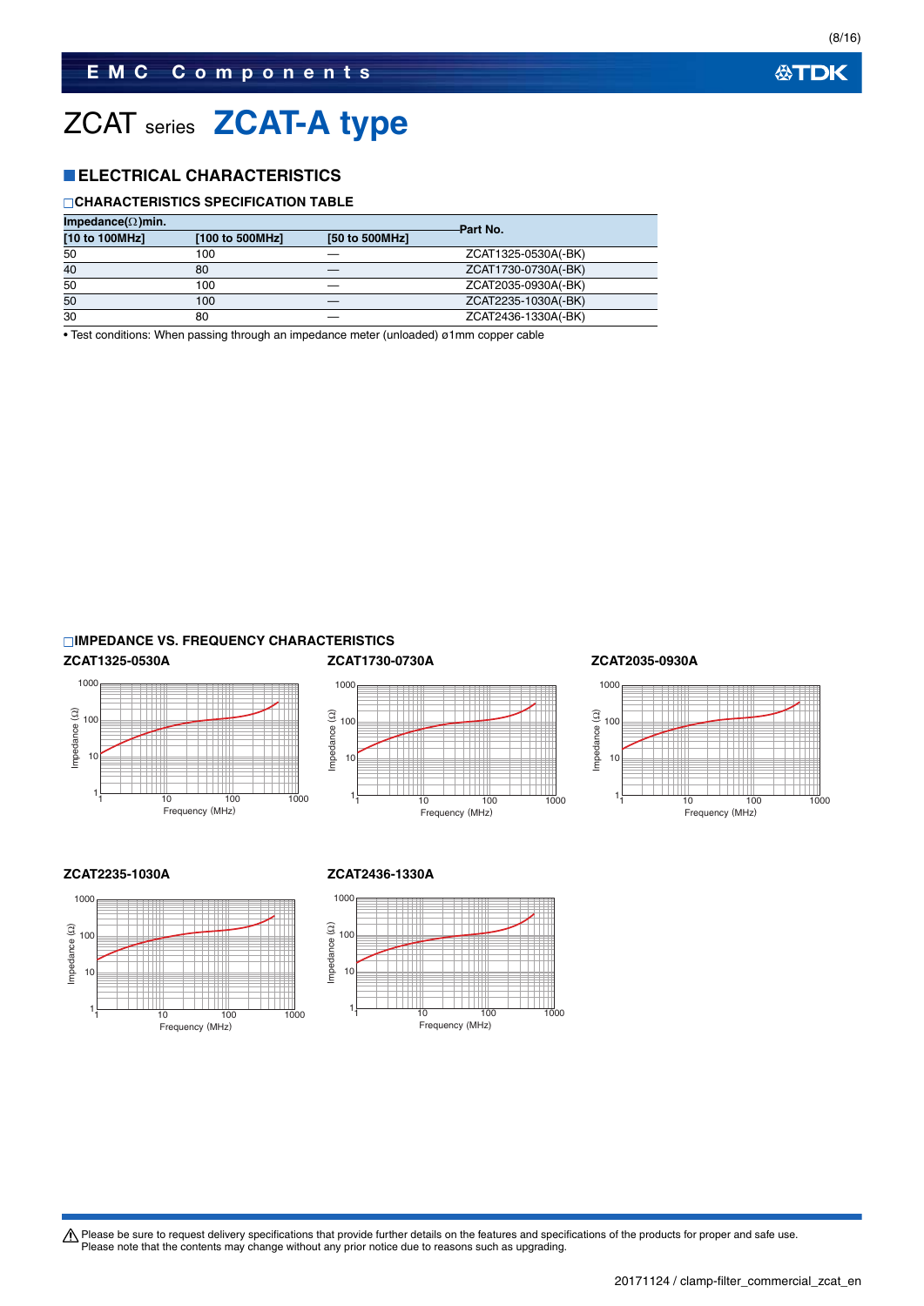# ZCAT series ZCAT-A type

## ELECTRICAL CHARACTERISTICS

### CHARACTERISTICS SPECIFICATION TABLE

| Impedance(Ω)min. | | | Part No. |
|---|---|---|---|
| [10 to 100MHz] | [100 to 500MHz] | [50 to 500MHz] | |
| 50 | 100 | — | ZCAT1325-0530A(-BK) |
| 40 | 80 | — | ZCAT1730-0730A(-BK) |
| 50 | 100 | — | ZCAT2035-0930A(-BK) |
| 50 | 100 | — | ZCAT2235-1030A(-BK) |
| 30 | 80 | — | ZCAT2436-1330A(-BK) |

• Test conditions: When passing through an impedance meter (unloaded) ø1mm copper cable

### IMPEDANCE VS. FREQUENCY CHARACTERISTICS

**ZCAT1325-0530A**

**ZCAT1730-0730A**

**ZCAT2035-0930A**

**ZCAT2235-1030A**

**ZCAT2436-1330A**

⚠ Please be sure to request delivery specifications that provide further details on the features and specifications of the products for proper and safe use.
Please note that the contents may change without any prior notice due to reasons such as upgrading.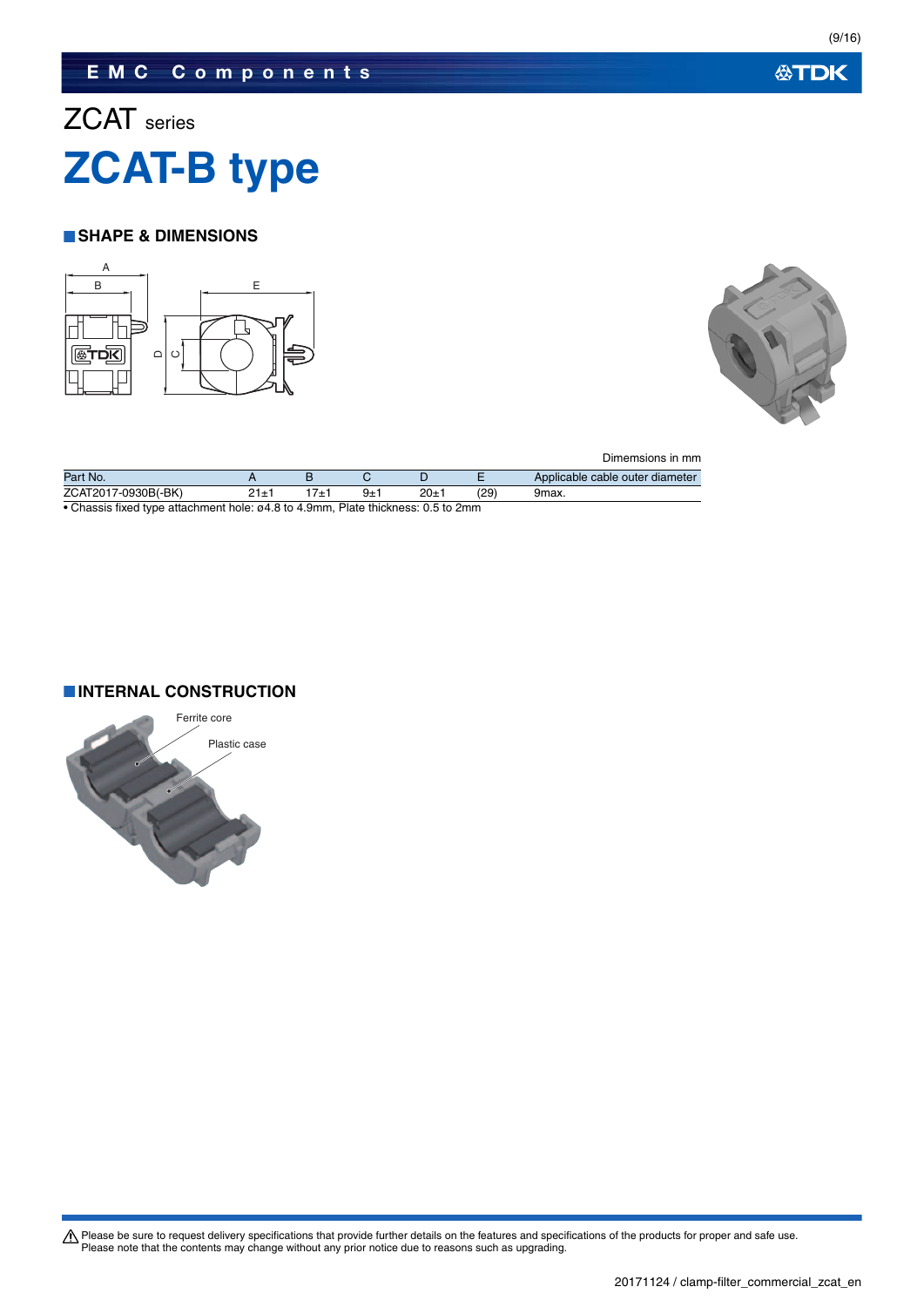ZCAT series

# ZCAT-B type

## SHAPE & DIMENSIONS

Dimensions in mm

| Part No. | A | B | C | D | E | Applicable cable outer diameter |
|---|---|---|---|---|---|---|
| ZCAT2017-0930B(-BK) | 21±1 | 17±1 | 9±1 | 20±1 | (29) | 9max. |

• Chassis fixed type attachment hole: ø4.8 to 4.9mm, Plate thickness: 0.5 to 2mm

## INTERNAL CONSTRUCTION

Ferrite core

Plastic case

⚠ Please be sure to request delivery specifications that provide further details on the features and specifications of the products for proper and safe use.
Please note that the contents may change without any prior notice due to reasons such as upgrading.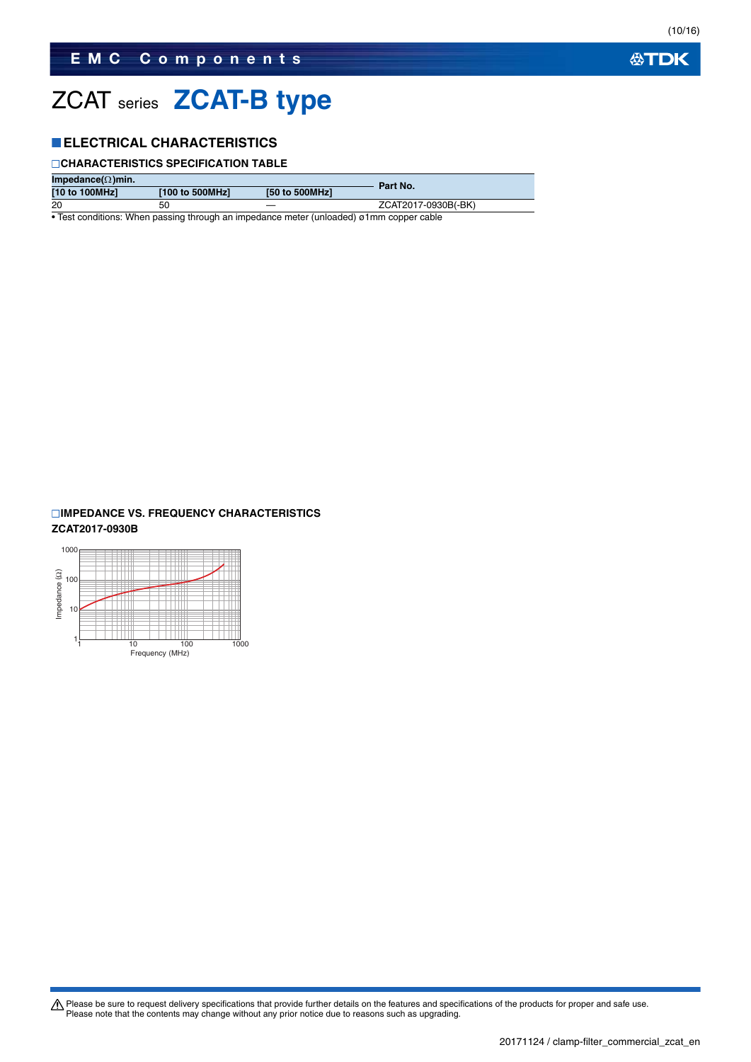# ZCAT series **ZCAT-B type**

## ELECTRICAL CHARACTERISTICS

### CHARACTERISTICS SPECIFICATION TABLE

| Impedance(Ω)min. | | | Part No. |
|---|---|---|---|
| [10 to 100MHz] | [100 to 500MHz] | [50 to 500MHz] | |
| 20 | 50 | — | ZCAT2017-0930B(-BK) |

• Test conditions: When passing through an impedance meter (unloaded) ø1mm copper cable

### IMPEDANCE VS. FREQUENCY CHARACTERISTICS

**ZCAT2017-0930B**

Impedance (Ω)

Frequency (MHz)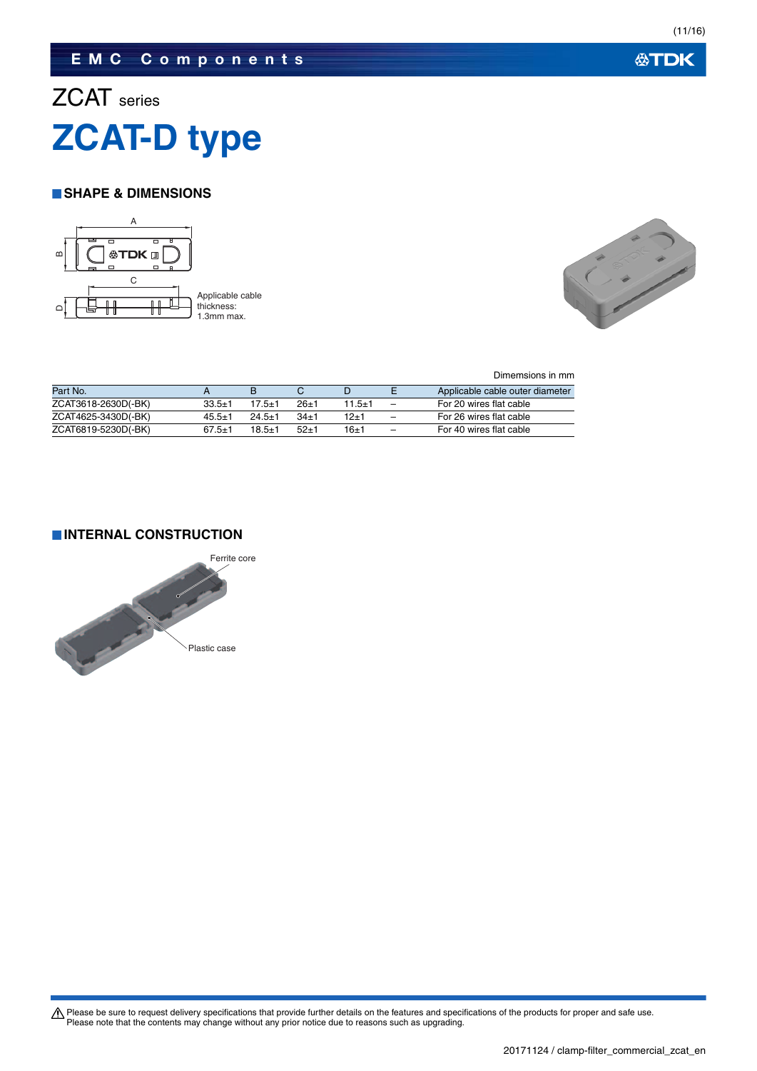# ZCAT series

# ZCAT-D type

## SHAPE & DIMENSIONS

Applicable cable thickness: 1.3mm max.

Dimensions in mm

| Part No. | A | B | C | D | E | Applicable cable outer diameter |
|---|---|---|---|---|---|---|
| ZCAT3618-2630D(-BK) | 33.5±1 | 17.5±1 | 26±1 | 11.5±1 | – | For 20 wires flat cable |
| ZCAT4625-3430D(-BK) | 45.5±1 | 24.5±1 | 34±1 | 12±1 | – | For 26 wires flat cable |
| ZCAT6819-5230D(-BK) | 67.5±1 | 18.5±1 | 52±1 | 16±1 | – | For 40 wires flat cable |

## INTERNAL CONSTRUCTION

Ferrite core

Plastic case

⚠ Please be sure to request delivery specifications that provide further details on the features and specifications of the products for proper and safe use.
Please note that the contents may change without any prior notice due to reasons such as upgrading.

20171124 / clamp-filter_commercial_zcat_en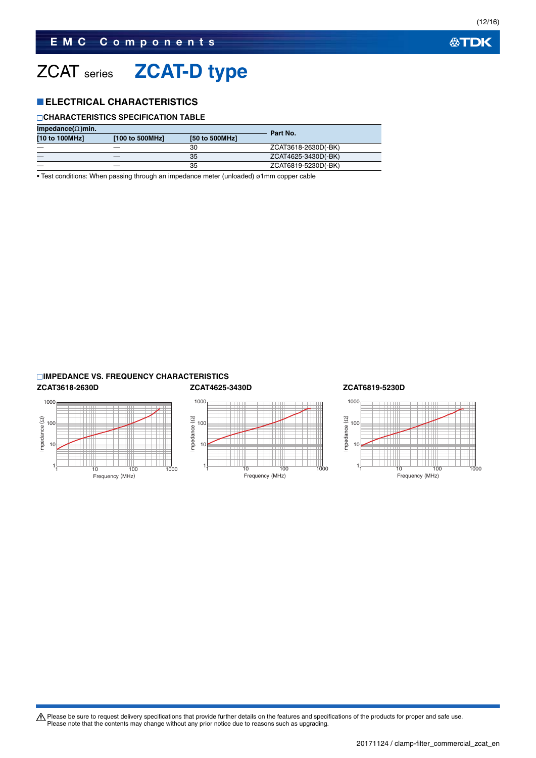# ZCAT series **ZCAT-D type**

## ELECTRICAL CHARACTERISTICS

### CHARACTERISTICS SPECIFICATION TABLE

| Impedance(Ω)min. | | | Part No. |
|---|---|---|---|
| [10 to 100MHz] | [100 to 500MHz] | [50 to 500MHz] | |
| — | — | 30 | ZCAT3618-2630D(-BK) |
| — | — | 35 | ZCAT4625-3430D(-BK) |
| — | — | 35 | ZCAT6819-5230D(-BK) |

• Test conditions: When passing through an impedance meter (unloaded) ø1mm copper cable

### IMPEDANCE VS. FREQUENCY CHARACTERISTICS

**ZCAT3618-2630D**

**ZCAT4625-3430D**

**ZCAT6819-5230D**

⚠ Please be sure to request delivery specifications that provide further details on the features and specifications of the products for proper and safe use.
Please note that the contents may change without any prior notice due to reasons such as upgrading.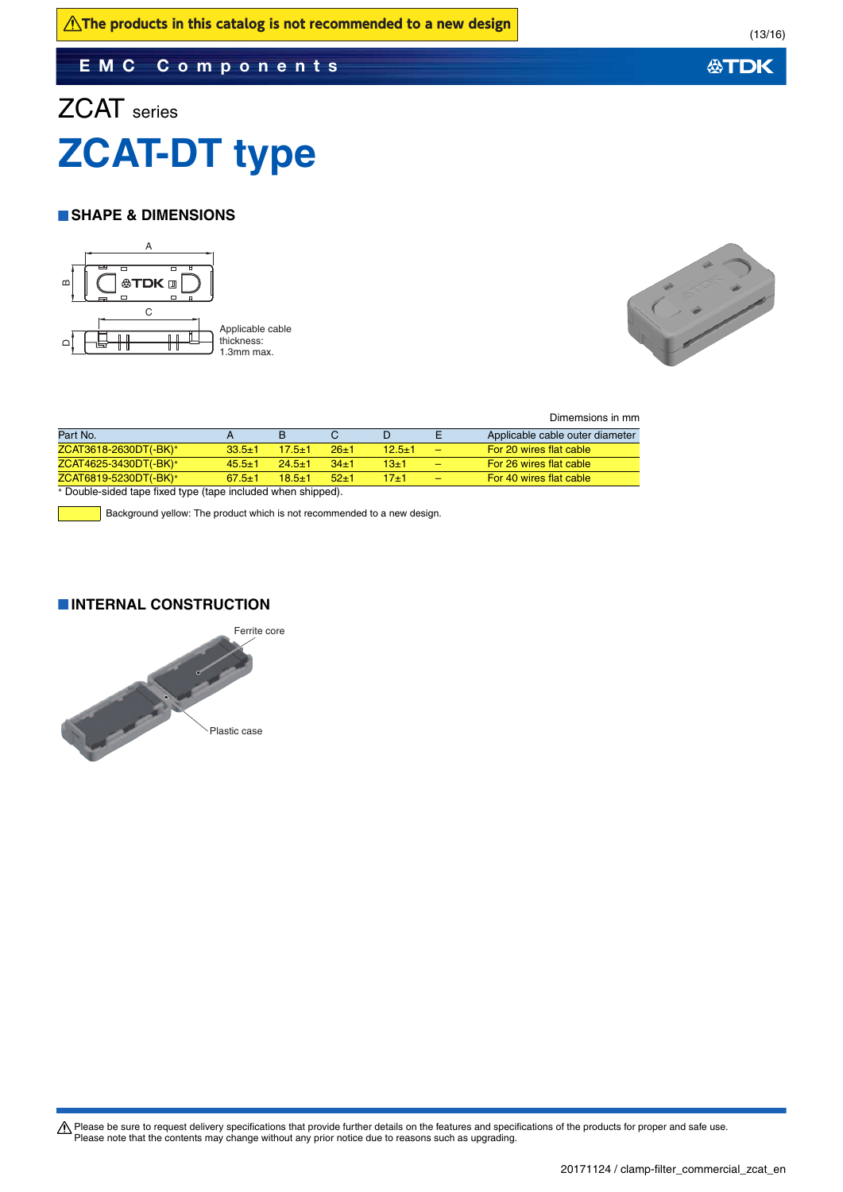⚠The products in this catalog is not recommended to a new design

EMC Components

ZCAT series

# ZCAT-DT type

## SHAPE & DIMENSIONS

Applicable cable thickness: 1.3mm max.

Dimensions in mm

| Part No. | A | B | C | D | E | Applicable cable outer diameter |
|---|---|---|---|---|---|---|
| ZCAT3618-2630DT(-BK)* | 33.5±1 | 17.5±1 | 26±1 | 12.5±1 | – | For 20 wires flat cable |
| ZCAT4625-3430DT(-BK)* | 45.5±1 | 24.5±1 | 34±1 | 13±1 | – | For 26 wires flat cable |
| ZCAT6819-5230DT(-BK)* | 67.5±1 | 18.5±1 | 52±1 | 17±1 | – | For 40 wires flat cable |

* Double-sided tape fixed type (tape included when shipped).

Background yellow: The product which is not recommended to a new design.

## INTERNAL CONSTRUCTION

Ferrite core

Plastic case

⚠Please be sure to request delivery specifications that provide further details on the features and specifications of the products for proper and safe use.
Please note that the contents may change without any prior notice due to reasons such as upgrading.

20171124 / clamp-filter_commercial_zcat_en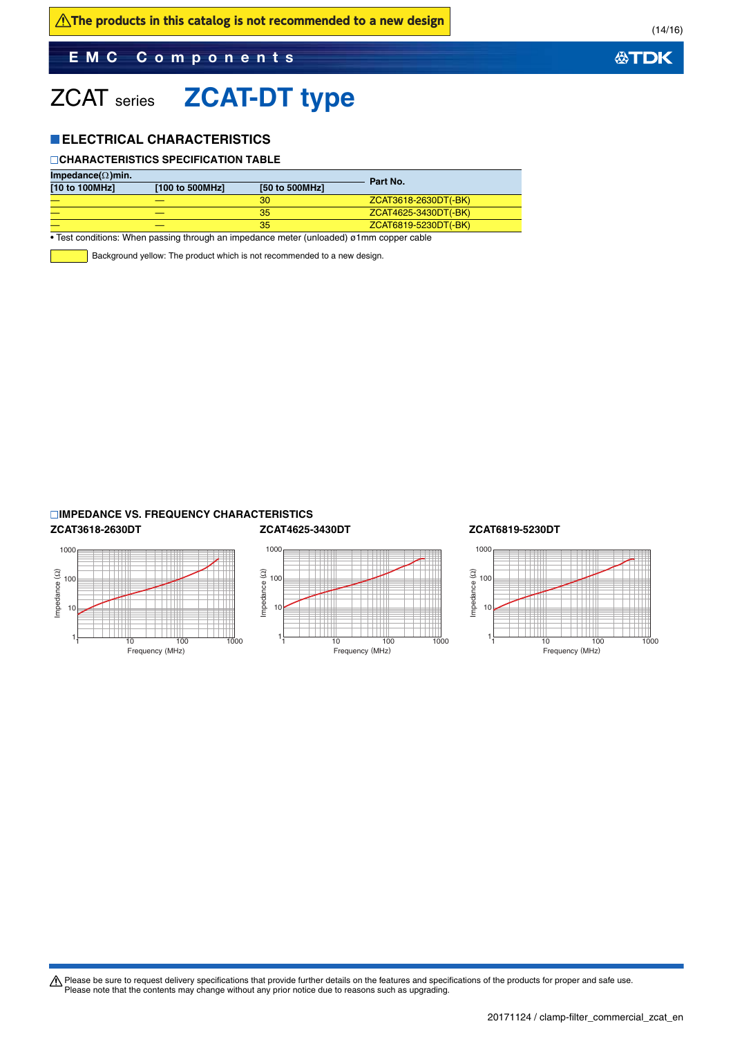⚠ The products in this catalog is not recommended to a new design

# ZCAT series ZCAT-DT type

## ■ELECTRICAL CHARACTERISTICS

### □CHARACTERISTICS SPECIFICATION TABLE

| Impedance(Ω)min. | | | Part No. |
|---|---|---|---|
| [10 to 100MHz] | [100 to 500MHz] | [50 to 500MHz] | |
| — | — | 30 | ZCAT3618-2630DT(-BK) |
| — | — | 35 | ZCAT4625-3430DT(-BK) |
| — | — | 35 | ZCAT6819-5230DT(-BK) |

• Test conditions: When passing through an impedance meter (unloaded) ø1mm copper cable

Background yellow: The product which is not recommended to a new design.

### □IMPEDANCE VS. FREQUENCY CHARACTERISTICS

**ZCAT3618-2630DT**

**ZCAT4625-3430DT**

**ZCAT6819-5230DT**

⚠ Please be sure to request delivery specifications that provide further details on the features and specifications of the products for proper and safe use.
Please note that the contents may change without any prior notice due to reasons such as upgrading.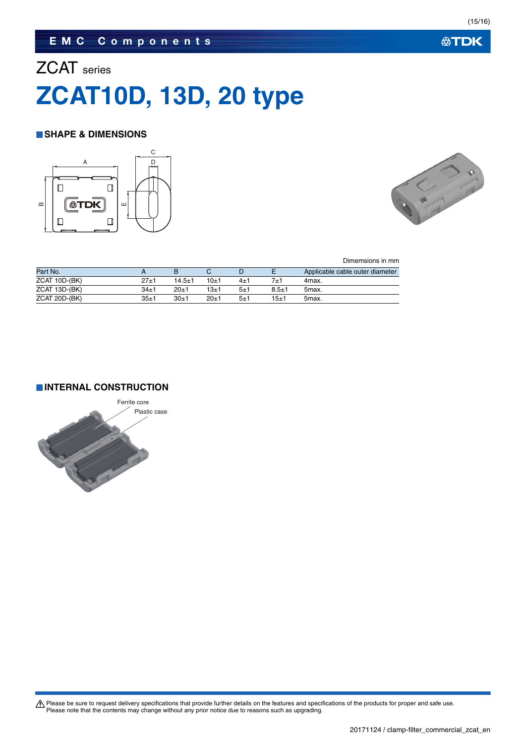ZCAT series

# ZCAT10D, 13D, 20 type

## SHAPE & DIMENSIONS

Dimensions in mm

| Part No. | A | B | C | D | E | Applicable cable outer diameter |
|---|---|---|---|---|---|---|
| ZCAT 10D-(BK) | 27±1 | 14.5±1 | 10±1 | 4±1 | 7±1 | 4max. |
| ZCAT 13D-(BK) | 34±1 | 20±1 | 13±1 | 5±1 | 8.5±1 | 5max. |
| ZCAT 20D-(BK) | 35±1 | 30±1 | 20±1 | 5±1 | 15±1 | 5max. |

## INTERNAL CONSTRUCTION

Ferrite core

Plastic case

⚠ Please be sure to request delivery specifications that provide further details on the features and specifications of the products for proper and safe use.
Please note that the contents may change without any prior notice due to reasons such as upgrading.

20171124 / clamp-filter_commercial_zcat_en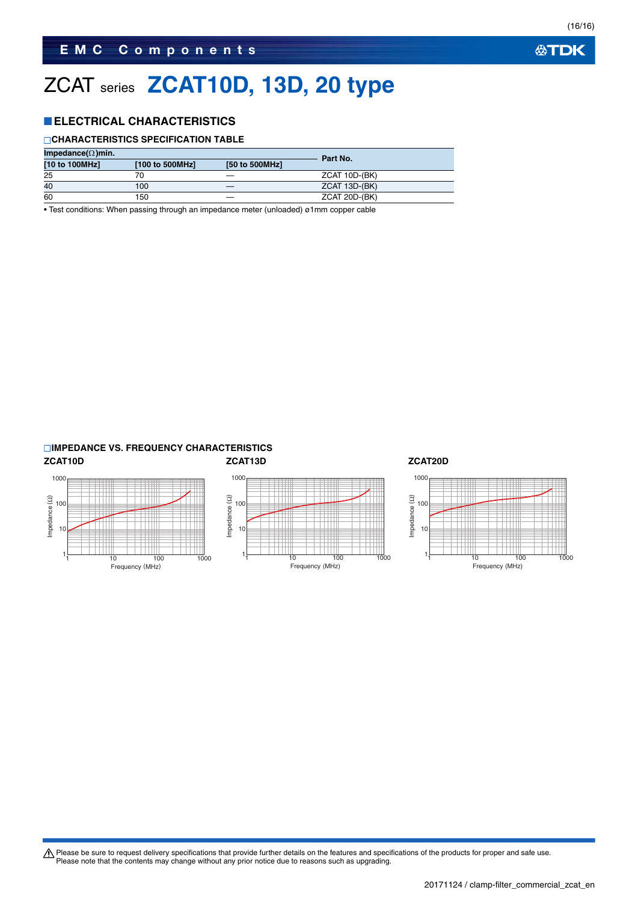# ZCAT series ZCAT10D, 13D, 20 type

## ELECTRICAL CHARACTERISTICS

### CHARACTERISTICS SPECIFICATION TABLE

| Impedance(Ω)min. | | | Part No. |
|---|---|---|---|
| [10 to 100MHz] | [100 to 500MHz] | [50 to 500MHz] | |
| 25 | 70 | — | ZCAT 10D-(BK) |
| 40 | 100 | — | ZCAT 13D-(BK) |
| 60 | 150 | — | ZCAT 20D-(BK) |

• Test conditions: When passing through an impedance meter (unloaded) ø1mm copper cable

### IMPEDANCE VS. FREQUENCY CHARACTERISTICS

**ZCAT10D**

Impedance (Ω)
1000
100
10
1
1
10
100
1000
Frequency (MHz)

**ZCAT13D**

Impedance (Ω)
1000
100
10
1
1
10
100
1000
Frequency (MHz)

**ZCAT20D**

Impedance (Ω)
1000
100
10
1
1
10
100
1000
Frequency (MHz)

⚠ Please be sure to request delivery specifications that provide further details on the features and specifications of the products for proper and safe use.
Please note that the contents may change without any prior notice due to reasons such as upgrading.

20171124 / clamp-filter_commercial_zcat_en